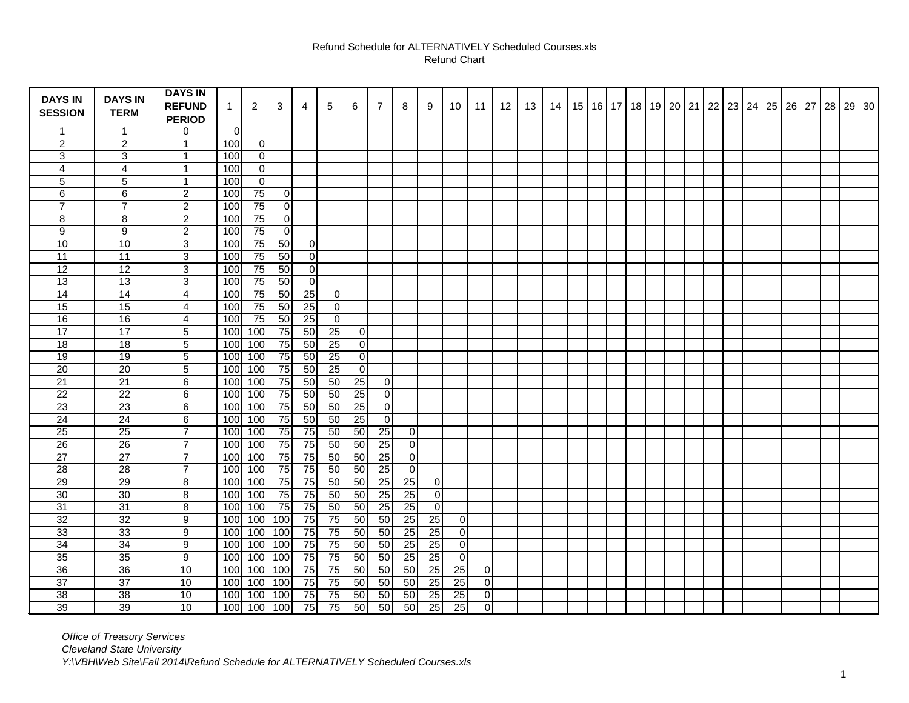Refund Schedule for ALTERNATIVELY Scheduled Courses.xls
Refund Chart

| DAYS IN SESSION | DAYS IN TERM | DAYS IN REFUND PERIOD | 1 | 2 | 3 | 4 | 5 | 6 | 7 | 8 | 9 | 10 | 11 | 12 | 13 | 14 | 15 | 16 | 17 | 18 | 19 | 20 | 21 | 22 | 23 | 24 | 25 | 26 | 27 | 28 | 29 | 30 |
|---|---|---|---|---|---|---|---|---|---|---|---|---|---|---|---|---|---|---|---|---|---|---|---|---|---|---|---|---|---|---|---|---|
| 1 | 1 | 0 | 0 | | | | | | | | | | | | | | | | | | | | | | | | | | | | | |
| 2 | 2 | 1 | 100 | 0 | | | | | | | | | | | | | | | | | | | | | | | | | | | | |
| 3 | 3 | 1 | 100 | 0 | | | | | | | | | | | | | | | | | | | | | | | | | | | | |
| 4 | 4 | 1 | 100 | 0 | | | | | | | | | | | | | | | | | | | | | | | | | | | | |
| 5 | 5 | 1 | 100 | 0 | | | | | | | | | | | | | | | | | | | | | | | | | | | | |
| 6 | 6 | 2 | 100 | 75 | 0 | | | | | | | | | | | | | | | | | | | | | | | | | | | |
| 7 | 7 | 2 | 100 | 75 | 0 | | | | | | | | | | | | | | | | | | | | | | | | | | | |
| 8 | 8 | 2 | 100 | 75 | 0 | | | | | | | | | | | | | | | | | | | | | | | | | | | |
| 9 | 9 | 2 | 100 | 75 | 0 | | | | | | | | | | | | | | | | | | | | | | | | | | | |
| 10 | 10 | 3 | 100 | 75 | 50 | 0 | | | | | | | | | | | | | | | | | | | | | | | | | | |
| 11 | 11 | 3 | 100 | 75 | 50 | 0 | | | | | | | | | | | | | | | | | | | | | | | | | | |
| 12 | 12 | 3 | 100 | 75 | 50 | 0 | | | | | | | | | | | | | | | | | | | | | | | | | | |
| 13 | 13 | 3 | 100 | 75 | 50 | 0 | | | | | | | | | | | | | | | | | | | | | | | | | | |
| 14 | 14 | 4 | 100 | 75 | 50 | 25 | 0 | | | | | | | | | | | | | | | | | | | | | | | | | |
| 15 | 15 | 4 | 100 | 75 | 50 | 25 | 0 | | | | | | | | | | | | | | | | | | | | | | | | | |
| 16 | 16 | 4 | 100 | 75 | 50 | 25 | 0 | | | | | | | | | | | | | | | | | | | | | | | | | |
| 17 | 17 | 5 | 100 | 100 | 75 | 50 | 25 | 0 | | | | | | | | | | | | | | | | | | | | | | | | |
| 18 | 18 | 5 | 100 | 100 | 75 | 50 | 25 | 0 | | | | | | | | | | | | | | | | | | | | | | | | |
| 19 | 19 | 5 | 100 | 100 | 75 | 50 | 25 | 0 | | | | | | | | | | | | | | | | | | | | | | | | |
| 20 | 20 | 5 | 100 | 100 | 75 | 50 | 25 | 0 | | | | | | | | | | | | | | | | | | | | | | | | |
| 21 | 21 | 6 | 100 | 100 | 75 | 50 | 50 | 25 | 0 | | | | | | | | | | | | | | | | | | | | | | | |
| 22 | 22 | 6 | 100 | 100 | 75 | 50 | 50 | 25 | 0 | | | | | | | | | | | | | | | | | | | | | | | |
| 23 | 23 | 6 | 100 | 100 | 75 | 50 | 50 | 25 | 0 | | | | | | | | | | | | | | | | | | | | | | | |
| 24 | 24 | 6 | 100 | 100 | 75 | 50 | 50 | 25 | 0 | | | | | | | | | | | | | | | | | | | | | | | |
| 25 | 25 | 7 | 100 | 100 | 75 | 75 | 50 | 50 | 25 | 0 | | | | | | | | | | | | | | | | | | | | | | |
| 26 | 26 | 7 | 100 | 100 | 75 | 75 | 50 | 50 | 25 | 0 | | | | | | | | | | | | | | | | | | | | | | |
| 27 | 27 | 7 | 100 | 100 | 75 | 75 | 50 | 50 | 25 | 0 | | | | | | | | | | | | | | | | | | | | | | |
| 28 | 28 | 7 | 100 | 100 | 75 | 75 | 50 | 50 | 25 | 0 | | | | | | | | | | | | | | | | | | | | | | |
| 29 | 29 | 8 | 100 | 100 | 75 | 75 | 50 | 50 | 25 | 25 | 0 | | | | | | | | | | | | | | | | | | | | | |
| 30 | 30 | 8 | 100 | 100 | 75 | 75 | 50 | 50 | 25 | 25 | 0 | | | | | | | | | | | | | | | | | | | | | |
| 31 | 31 | 8 | 100 | 100 | 75 | 75 | 50 | 50 | 25 | 25 | 0 | | | | | | | | | | | | | | | | | | | | | |
| 32 | 32 | 9 | 100 | 100 | 100 | 75 | 75 | 50 | 50 | 25 | 25 | 0 | | | | | | | | | | | | | | | | | | | | |
| 33 | 33 | 9 | 100 | 100 | 100 | 75 | 75 | 50 | 50 | 25 | 25 | 0 | | | | | | | | | | | | | | | | | | | | |
| 34 | 34 | 9 | 100 | 100 | 100 | 75 | 75 | 50 | 50 | 25 | 25 | 0 | | | | | | | | | | | | | | | | | | | | |
| 35 | 35 | 9 | 100 | 100 | 100 | 75 | 75 | 50 | 50 | 25 | 25 | 0 | | | | | | | | | | | | | | | | | | | | |
| 36 | 36 | 10 | 100 | 100 | 100 | 75 | 75 | 50 | 50 | 50 | 25 | 25 | 0 | | | | | | | | | | | | | | | | | | | |
| 37 | 37 | 10 | 100 | 100 | 100 | 75 | 75 | 50 | 50 | 50 | 25 | 25 | 0 | | | | | | | | | | | | | | | | | | | |
| 38 | 38 | 10 | 100 | 100 | 100 | 75 | 75 | 50 | 50 | 50 | 25 | 25 | 0 | | | | | | | | | | | | | | | | | | | |
| 39 | 39 | 10 | 100 | 100 | 100 | 75 | 75 | 50 | 50 | 50 | 25 | 25 | 0 | | | | | | | | | | | | | | | | | | | |

*Office of Treasury Services*
*Cleveland State University*
*Y:\VBH\Web Site\Fall 2014\Refund Schedule for ALTERNATIVELY Scheduled Courses.xls*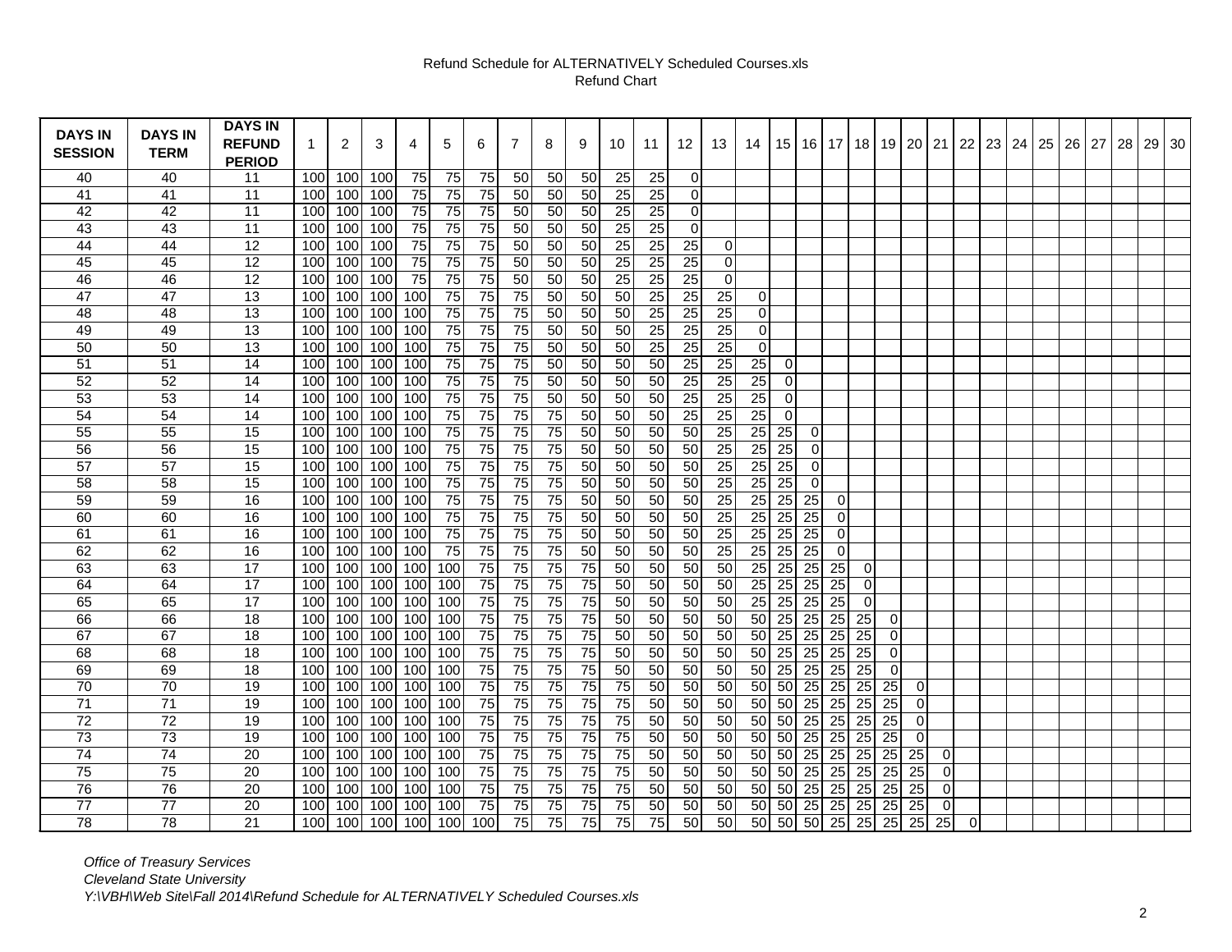Refund Schedule for ALTERNATIVELY Scheduled Courses.xls
Refund Chart

| DAYS IN SESSION | DAYS IN TERM | DAYS IN REFUND PERIOD | 1 | 2 | 3 | 4 | 5 | 6 | 7 | 8 | 9 | 10 | 11 | 12 | 13 | 14 | 15 | 16 | 17 | 18 | 19 | 20 | 21 | 22 | 23 | 24 | 25 | 26 | 27 | 28 | 29 | 30 |
|---|---|---|---|---|---|---|---|---|---|---|---|---|---|---|---|---|---|---|---|---|---|---|---|---|---|---|---|---|---|---|---|---|
| 40 | 40 | 11 | 100 | 100 | 100 | 75 | 75 | 75 | 50 | 50 | 50 | 25 | 25 | 0 | | | | | | | | | | | | | | | | | | |
| 41 | 41 | 11 | 100 | 100 | 100 | 75 | 75 | 75 | 50 | 50 | 50 | 25 | 25 | 0 | | | | | | | | | | | | | | | | | | |
| 42 | 42 | 11 | 100 | 100 | 100 | 75 | 75 | 75 | 50 | 50 | 50 | 25 | 25 | 0 | | | | | | | | | | | | | | | | | | |
| 43 | 43 | 11 | 100 | 100 | 100 | 75 | 75 | 75 | 50 | 50 | 50 | 25 | 25 | 0 | | | | | | | | | | | | | | | | | | |
| 44 | 44 | 12 | 100 | 100 | 100 | 75 | 75 | 75 | 50 | 50 | 50 | 25 | 25 | 25 | 0 | | | | | | | | | | | | | | | | | |
| 45 | 45 | 12 | 100 | 100 | 100 | 75 | 75 | 75 | 50 | 50 | 50 | 25 | 25 | 25 | 0 | | | | | | | | | | | | | | | | | |
| 46 | 46 | 12 | 100 | 100 | 100 | 75 | 75 | 75 | 50 | 50 | 50 | 25 | 25 | 25 | 0 | | | | | | | | | | | | | | | | | |
| 47 | 47 | 13 | 100 | 100 | 100 | 100 | 75 | 75 | 75 | 50 | 50 | 50 | 25 | 25 | 25 | 0 | | | | | | | | | | | | | | | | |
| 48 | 48 | 13 | 100 | 100 | 100 | 100 | 75 | 75 | 75 | 50 | 50 | 50 | 25 | 25 | 25 | 0 | | | | | | | | | | | | | | | | |
| 49 | 49 | 13 | 100 | 100 | 100 | 100 | 75 | 75 | 75 | 50 | 50 | 50 | 25 | 25 | 25 | 0 | | | | | | | | | | | | | | | | |
| 50 | 50 | 13 | 100 | 100 | 100 | 100 | 75 | 75 | 75 | 50 | 50 | 50 | 25 | 25 | 25 | 0 | | | | | | | | | | | | | | | | |
| 51 | 51 | 14 | 100 | 100 | 100 | 100 | 75 | 75 | 75 | 50 | 50 | 50 | 50 | 25 | 25 | 25 | 0 | | | | | | | | | | | | | | | |
| 52 | 52 | 14 | 100 | 100 | 100 | 100 | 75 | 75 | 75 | 50 | 50 | 50 | 50 | 25 | 25 | 25 | 0 | | | | | | | | | | | | | | | |
| 53 | 53 | 14 | 100 | 100 | 100 | 100 | 75 | 75 | 75 | 50 | 50 | 50 | 50 | 25 | 25 | 25 | 0 | | | | | | | | | | | | | | | |
| 54 | 54 | 14 | 100 | 100 | 100 | 100 | 75 | 75 | 75 | 75 | 50 | 50 | 50 | 25 | 25 | 25 | 0 | | | | | | | | | | | | | | | |
| 55 | 55 | 15 | 100 | 100 | 100 | 100 | 75 | 75 | 75 | 75 | 50 | 50 | 50 | 50 | 25 | 25 | 25 | 0 | | | | | | | | | | | | | | |
| 56 | 56 | 15 | 100 | 100 | 100 | 100 | 75 | 75 | 75 | 75 | 50 | 50 | 50 | 50 | 25 | 25 | 25 | 0 | | | | | | | | | | | | | | |
| 57 | 57 | 15 | 100 | 100 | 100 | 100 | 75 | 75 | 75 | 75 | 50 | 50 | 50 | 50 | 25 | 25 | 25 | 0 | | | | | | | | | | | | | | |
| 58 | 58 | 15 | 100 | 100 | 100 | 100 | 75 | 75 | 75 | 75 | 50 | 50 | 50 | 50 | 25 | 25 | 25 | 0 | | | | | | | | | | | | | | |
| 59 | 59 | 16 | 100 | 100 | 100 | 100 | 75 | 75 | 75 | 75 | 50 | 50 | 50 | 50 | 25 | 25 | 25 | 25 | 0 | | | | | | | | | | | | | |
| 60 | 60 | 16 | 100 | 100 | 100 | 100 | 75 | 75 | 75 | 75 | 50 | 50 | 50 | 50 | 25 | 25 | 25 | 25 | 0 | | | | | | | | | | | | | |
| 61 | 61 | 16 | 100 | 100 | 100 | 100 | 75 | 75 | 75 | 75 | 50 | 50 | 50 | 50 | 25 | 25 | 25 | 25 | 0 | | | | | | | | | | | | | |
| 62 | 62 | 16 | 100 | 100 | 100 | 100 | 75 | 75 | 75 | 75 | 50 | 50 | 50 | 50 | 25 | 25 | 25 | 25 | 0 | | | | | | | | | | | | | |
| 63 | 63 | 17 | 100 | 100 | 100 | 100 | 100 | 75 | 75 | 75 | 75 | 50 | 50 | 50 | 50 | 25 | 25 | 25 | 25 | 0 | | | | | | | | | | | | |
| 64 | 64 | 17 | 100 | 100 | 100 | 100 | 100 | 75 | 75 | 75 | 75 | 50 | 50 | 50 | 50 | 25 | 25 | 25 | 25 | 0 | | | | | | | | | | | | |
| 65 | 65 | 17 | 100 | 100 | 100 | 100 | 100 | 75 | 75 | 75 | 75 | 50 | 50 | 50 | 50 | 25 | 25 | 25 | 25 | 0 | | | | | | | | | | | | |
| 66 | 66 | 18 | 100 | 100 | 100 | 100 | 100 | 75 | 75 | 75 | 75 | 50 | 50 | 50 | 50 | 50 | 25 | 25 | 25 | 25 | 0 | | | | | | | | | | | |
| 67 | 67 | 18 | 100 | 100 | 100 | 100 | 100 | 75 | 75 | 75 | 75 | 50 | 50 | 50 | 50 | 50 | 25 | 25 | 25 | 25 | 0 | | | | | | | | | | | |
| 68 | 68 | 18 | 100 | 100 | 100 | 100 | 100 | 75 | 75 | 75 | 75 | 50 | 50 | 50 | 50 | 50 | 25 | 25 | 25 | 25 | 0 | | | | | | | | | | | |
| 69 | 69 | 18 | 100 | 100 | 100 | 100 | 100 | 75 | 75 | 75 | 75 | 50 | 50 | 50 | 50 | 50 | 25 | 25 | 25 | 25 | 0 | | | | | | | | | | | |
| 70 | 70 | 19 | 100 | 100 | 100 | 100 | 100 | 75 | 75 | 75 | 75 | 75 | 50 | 50 | 50 | 50 | 50 | 25 | 25 | 25 | 25 | 0 | | | | | | | | | | |
| 71 | 71 | 19 | 100 | 100 | 100 | 100 | 100 | 75 | 75 | 75 | 75 | 75 | 50 | 50 | 50 | 50 | 50 | 25 | 25 | 25 | 25 | 0 | | | | | | | | | | |
| 72 | 72 | 19 | 100 | 100 | 100 | 100 | 100 | 75 | 75 | 75 | 75 | 75 | 50 | 50 | 50 | 50 | 50 | 25 | 25 | 25 | 25 | 0 | | | | | | | | | | |
| 73 | 73 | 19 | 100 | 100 | 100 | 100 | 100 | 75 | 75 | 75 | 75 | 75 | 50 | 50 | 50 | 50 | 50 | 25 | 25 | 25 | 25 | 0 | | | | | | | | | | |
| 74 | 74 | 20 | 100 | 100 | 100 | 100 | 100 | 75 | 75 | 75 | 75 | 75 | 50 | 50 | 50 | 50 | 50 | 25 | 25 | 25 | 25 | 25 | 0 | | | | | | | | | |
| 75 | 75 | 20 | 100 | 100 | 100 | 100 | 100 | 75 | 75 | 75 | 75 | 75 | 50 | 50 | 50 | 50 | 50 | 25 | 25 | 25 | 25 | 25 | 0 | | | | | | | | | |
| 76 | 76 | 20 | 100 | 100 | 100 | 100 | 100 | 75 | 75 | 75 | 75 | 75 | 50 | 50 | 50 | 50 | 50 | 25 | 25 | 25 | 25 | 25 | 0 | | | | | | | | | |
| 77 | 77 | 20 | 100 | 100 | 100 | 100 | 100 | 75 | 75 | 75 | 75 | 75 | 50 | 50 | 50 | 50 | 50 | 25 | 25 | 25 | 25 | 25 | 0 | | | | | | | | | |
| 78 | 78 | 21 | 100 | 100 | 100 | 100 | 100 | 100 | 75 | 75 | 75 | 75 | 75 | 50 | 50 | 50 | 50 | 50 | 25 | 25 | 25 | 25 | 25 | 0 | | | | | | | | |

*Office of Treasury Services*
*Cleveland State University*
*Y:\VBH\Web Site\Fall 2014\Refund Schedule for ALTERNATIVELY Scheduled Courses.xls*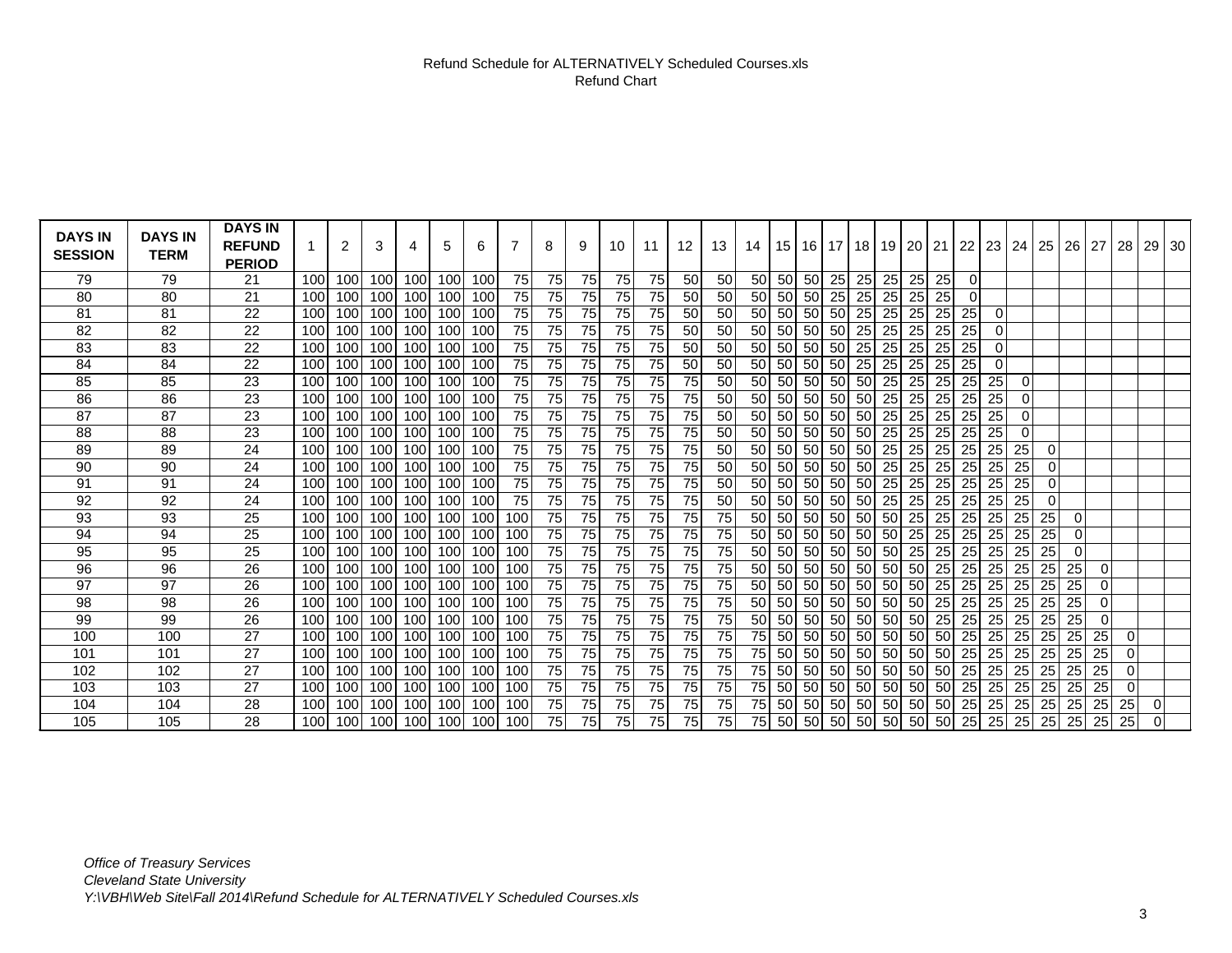| DAYS IN SESSION | DAYS IN TERM | DAYS IN REFUND PERIOD | 1 | 2 | 3 | 4 | 5 | 6 | 7 | 8 | 9 | 10 | 11 | 12 | 13 | 14 | 15 | 16 | 17 | 18 | 19 | 20 | 21 | 22 | 23 | 24 | 25 | 26 | 27 | 28 | 29 | 30 |
|---|---|---|---|---|---|---|---|---|---|---|---|---|---|---|---|---|---|---|---|---|---|---|---|---|---|---|---|---|---|---|---|---|
| 79 | 79 | 21 | 100 | 100 | 100 | 100 | 100 | 100 | 75 | 75 | 75 | 75 | 75 | 50 | 50 | 50 | 50 | 50 | 25 | 25 | 25 | 25 | 25 | 0 | | | | | | | | |
| 80 | 80 | 21 | 100 | 100 | 100 | 100 | 100 | 100 | 75 | 75 | 75 | 75 | 75 | 50 | 50 | 50 | 50 | 50 | 25 | 25 | 25 | 25 | 25 | 0 | | | | | | | | |
| 81 | 81 | 22 | 100 | 100 | 100 | 100 | 100 | 100 | 75 | 75 | 75 | 75 | 75 | 50 | 50 | 50 | 50 | 50 | 50 | 25 | 25 | 25 | 25 | 25 | 0 | | | | | | | |
| 82 | 82 | 22 | 100 | 100 | 100 | 100 | 100 | 100 | 75 | 75 | 75 | 75 | 75 | 50 | 50 | 50 | 50 | 50 | 50 | 25 | 25 | 25 | 25 | 25 | 0 | | | | | | | |
| 83 | 83 | 22 | 100 | 100 | 100 | 100 | 100 | 100 | 75 | 75 | 75 | 75 | 75 | 50 | 50 | 50 | 50 | 50 | 50 | 25 | 25 | 25 | 25 | 25 | 0 | | | | | | | |
| 84 | 84 | 22 | 100 | 100 | 100 | 100 | 100 | 100 | 75 | 75 | 75 | 75 | 75 | 50 | 50 | 50 | 50 | 50 | 50 | 25 | 25 | 25 | 25 | 25 | 0 | | | | | | | |
| 85 | 85 | 23 | 100 | 100 | 100 | 100 | 100 | 100 | 75 | 75 | 75 | 75 | 75 | 75 | 50 | 50 | 50 | 50 | 50 | 50 | 25 | 25 | 25 | 25 | 25 | 0 | | | | | | |
| 86 | 86 | 23 | 100 | 100 | 100 | 100 | 100 | 100 | 75 | 75 | 75 | 75 | 75 | 75 | 50 | 50 | 50 | 50 | 50 | 50 | 25 | 25 | 25 | 25 | 25 | 0 | | | | | | |
| 87 | 87 | 23 | 100 | 100 | 100 | 100 | 100 | 100 | 75 | 75 | 75 | 75 | 75 | 75 | 50 | 50 | 50 | 50 | 50 | 50 | 25 | 25 | 25 | 25 | 25 | 0 | | | | | | |
| 88 | 88 | 23 | 100 | 100 | 100 | 100 | 100 | 100 | 75 | 75 | 75 | 75 | 75 | 75 | 50 | 50 | 50 | 50 | 50 | 50 | 25 | 25 | 25 | 25 | 25 | 0 | | | | | | |
| 89 | 89 | 24 | 100 | 100 | 100 | 100 | 100 | 100 | 75 | 75 | 75 | 75 | 75 | 75 | 50 | 50 | 50 | 50 | 50 | 50 | 25 | 25 | 25 | 25 | 25 | 25 | 0 | | | | | |
| 90 | 90 | 24 | 100 | 100 | 100 | 100 | 100 | 100 | 75 | 75 | 75 | 75 | 75 | 75 | 50 | 50 | 50 | 50 | 50 | 50 | 25 | 25 | 25 | 25 | 25 | 25 | 0 | | | | | |
| 91 | 91 | 24 | 100 | 100 | 100 | 100 | 100 | 100 | 75 | 75 | 75 | 75 | 75 | 75 | 50 | 50 | 50 | 50 | 50 | 50 | 25 | 25 | 25 | 25 | 25 | 25 | 0 | | | | | |
| 92 | 92 | 24 | 100 | 100 | 100 | 100 | 100 | 100 | 75 | 75 | 75 | 75 | 75 | 75 | 50 | 50 | 50 | 50 | 50 | 50 | 25 | 25 | 25 | 25 | 25 | 25 | 0 | | | | | |
| 93 | 93 | 25 | 100 | 100 | 100 | 100 | 100 | 100 | 100 | 75 | 75 | 75 | 75 | 75 | 75 | 50 | 50 | 50 | 50 | 50 | 50 | 25 | 25 | 25 | 25 | 25 | 25 | 0 | | | | |
| 94 | 94 | 25 | 100 | 100 | 100 | 100 | 100 | 100 | 100 | 75 | 75 | 75 | 75 | 75 | 75 | 50 | 50 | 50 | 50 | 50 | 50 | 25 | 25 | 25 | 25 | 25 | 25 | 0 | | | | |
| 95 | 95 | 25 | 100 | 100 | 100 | 100 | 100 | 100 | 100 | 75 | 75 | 75 | 75 | 75 | 75 | 50 | 50 | 50 | 50 | 50 | 50 | 25 | 25 | 25 | 25 | 25 | 25 | 0 | | | | |
| 96 | 96 | 26 | 100 | 100 | 100 | 100 | 100 | 100 | 100 | 75 | 75 | 75 | 75 | 75 | 75 | 50 | 50 | 50 | 50 | 50 | 50 | 50 | 25 | 25 | 25 | 25 | 25 | 25 | 0 | | | |
| 97 | 97 | 26 | 100 | 100 | 100 | 100 | 100 | 100 | 100 | 75 | 75 | 75 | 75 | 75 | 75 | 50 | 50 | 50 | 50 | 50 | 50 | 50 | 25 | 25 | 25 | 25 | 25 | 25 | 0 | | | |
| 98 | 98 | 26 | 100 | 100 | 100 | 100 | 100 | 100 | 100 | 75 | 75 | 75 | 75 | 75 | 75 | 50 | 50 | 50 | 50 | 50 | 50 | 50 | 25 | 25 | 25 | 25 | 25 | 25 | 0 | | | |
| 99 | 99 | 26 | 100 | 100 | 100 | 100 | 100 | 100 | 100 | 75 | 75 | 75 | 75 | 75 | 75 | 50 | 50 | 50 | 50 | 50 | 50 | 50 | 25 | 25 | 25 | 25 | 25 | 25 | 0 | | | |
| 100 | 100 | 27 | 100 | 100 | 100 | 100 | 100 | 100 | 100 | 75 | 75 | 75 | 75 | 75 | 75 | 75 | 50 | 50 | 50 | 50 | 50 | 50 | 50 | 25 | 25 | 25 | 25 | 25 | 25 | 0 | | |
| 101 | 101 | 27 | 100 | 100 | 100 | 100 | 100 | 100 | 100 | 75 | 75 | 75 | 75 | 75 | 75 | 75 | 50 | 50 | 50 | 50 | 50 | 50 | 50 | 25 | 25 | 25 | 25 | 25 | 25 | 0 | | |
| 102 | 102 | 27 | 100 | 100 | 100 | 100 | 100 | 100 | 100 | 75 | 75 | 75 | 75 | 75 | 75 | 75 | 50 | 50 | 50 | 50 | 50 | 50 | 50 | 25 | 25 | 25 | 25 | 25 | 25 | 0 | | |
| 103 | 103 | 27 | 100 | 100 | 100 | 100 | 100 | 100 | 100 | 75 | 75 | 75 | 75 | 75 | 75 | 75 | 50 | 50 | 50 | 50 | 50 | 50 | 50 | 25 | 25 | 25 | 25 | 25 | 25 | 0 | | |
| 104 | 104 | 28 | 100 | 100 | 100 | 100 | 100 | 100 | 100 | 75 | 75 | 75 | 75 | 75 | 75 | 75 | 50 | 50 | 50 | 50 | 50 | 50 | 50 | 25 | 25 | 25 | 25 | 25 | 25 | 25 | 0 | |
| 105 | 105 | 28 | 100 | 100 | 100 | 100 | 100 | 100 | 100 | 75 | 75 | 75 | 75 | 75 | 75 | 75 | 50 | 50 | 50 | 50 | 50 | 50 | 50 | 25 | 25 | 25 | 25 | 25 | 25 | 25 | 0 | |